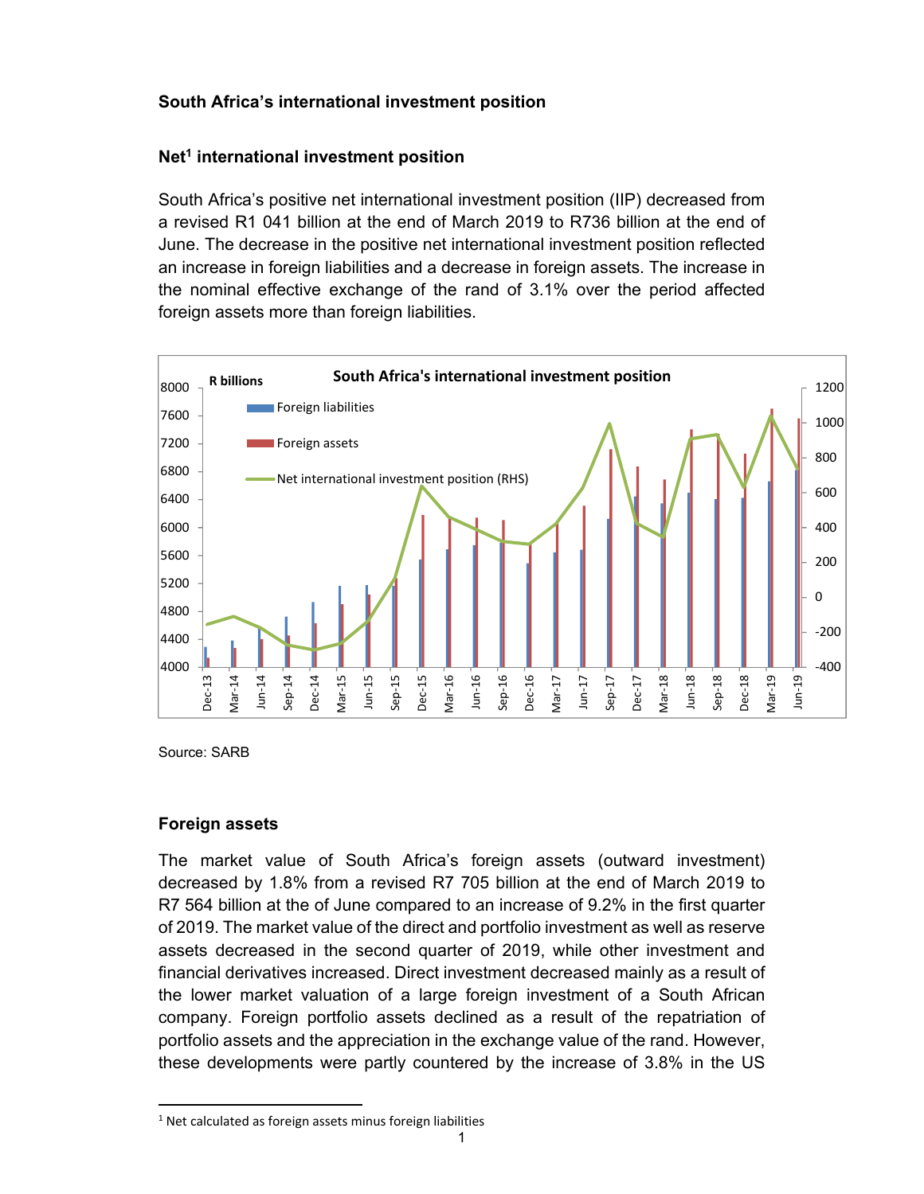**South Africa's international investment position**

**Net[1] international investment position**

South Africa's positive net international investment position (IIP) decreased from a revised R1 041 billion at the end of March 2019 to R736 billion at the end of June. The decrease in the positive net international investment position reflected an increase in foreign liabilities and a decrease in foreign assets. The increase in the nominal effective exchange of the rand of 3.1% over the period affected foreign assets more than foreign liabilities.

Source: SARB

**Foreign assets**

The market value of South Africa's foreign assets (outward investment) decreased by 1.8% from a revised R7 705 billion at the end of March 2019 to R7 564 billion at the of June compared to an increase of 9.2% in the first quarter of 2019. The market value of the direct and portfolio investment as well as reserve assets decreased in the second quarter of 2019, while other investment and financial derivatives increased. Direct investment decreased mainly as a result of the lower market valuation of a large foreign investment of a South African company. Foreign portfolio assets declined as a result of the repatriation of portfolio assets and the appreciation in the exchange value of the rand. However, these developments were partly countered by the increase of 3.8% in the US

[1] Net calculated as foreign assets minus foreign liabilities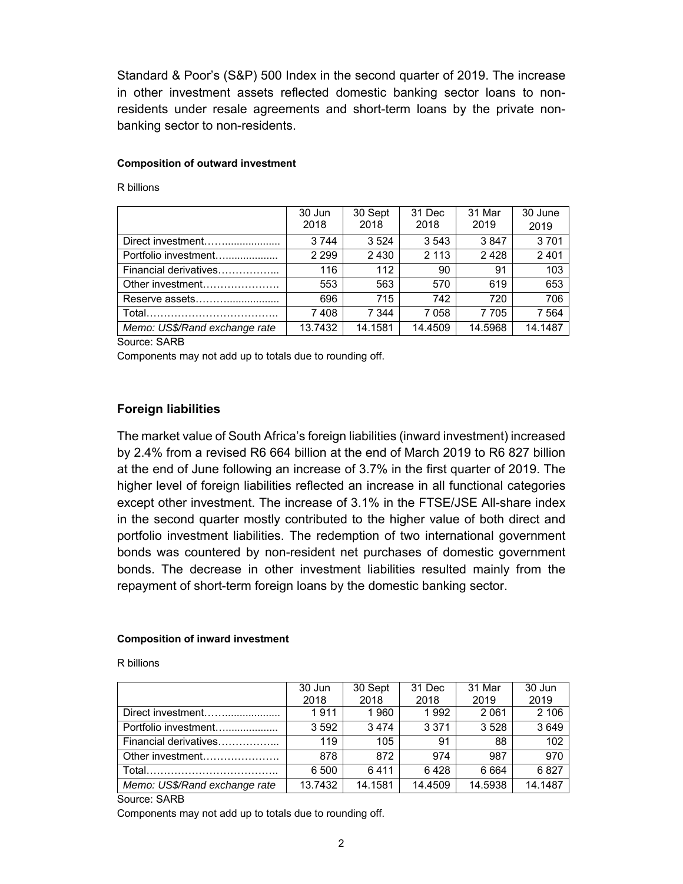Standard & Poor's (S&P) 500 Index in the second quarter of 2019. The increase in other investment assets reflected domestic banking sector loans to non-residents under resale agreements and short-term loans by the private non-banking sector to non-residents.

**Composition of outward investment**

R billions

| | 30 Jun 2018 | 30 Sept 2018 | 31 Dec 2018 | 31 Mar 2019 | 30 June 2019 |
|---|---|---|---|---|---|
| Direct investment……................. | 3 744 | 3 524 | 3 543 | 3 847 | 3 701 |
| Portfolio investment…................. | 2 299 | 2 430 | 2 113 | 2 428 | 2 401 |
| Financial derivatives……………... | 116 | 112 | 90 | 91 | 103 |
| Other investment…………………. | 553 | 563 | 570 | 619 | 653 |
| Reserve assets………................. | 696 | 715 | 742 | 720 | 706 |
| Total……………………………….. | 7 408 | 7 344 | 7 058 | 7 705 | 7 564 |
| *Memo: US$/Rand exchange rate* | 13.7432 | 14.1581 | 14.4509 | 14.5968 | 14.1487 |

Source: SARB

Components may not add up to totals due to rounding off.

## Foreign liabilities

The market value of South Africa's foreign liabilities (inward investment) increased by 2.4% from a revised R6 664 billion at the end of March 2019 to R6 827 billion at the end of June following an increase of 3.7% in the first quarter of 2019. The higher level of foreign liabilities reflected an increase in all functional categories except other investment. The increase of 3.1% in the FTSE/JSE All-share index in the second quarter mostly contributed to the higher value of both direct and portfolio investment liabilities. The redemption of two international government bonds was countered by non-resident net purchases of domestic government bonds. The decrease in other investment liabilities resulted mainly from the repayment of short-term foreign loans by the domestic banking sector.

**Composition of inward investment**

R billions

| | 30 Jun 2018 | 30 Sept 2018 | 31 Dec 2018 | 31 Mar 2019 | 30 Jun 2019 |
|---|---|---|---|---|---|
| Direct investment……................. | 1 911 | 1 960 | 1 992 | 2 061 | 2 106 |
| Portfolio investment…................. | 3 592 | 3 474 | 3 371 | 3 528 | 3 649 |
| Financial derivatives……………... | 119 | 105 | 91 | 88 | 102 |
| Other investment…………………. | 878 | 872 | 974 | 987 | 970 |
| Total……………………………….. | 6 500 | 6 411 | 6 428 | 6 664 | 6 827 |
| *Memo: US$/Rand exchange rate* | 13.7432 | 14.1581 | 14.4509 | 14.5938 | 14.1487 |

Source: SARB

Components may not add up to totals due to rounding off.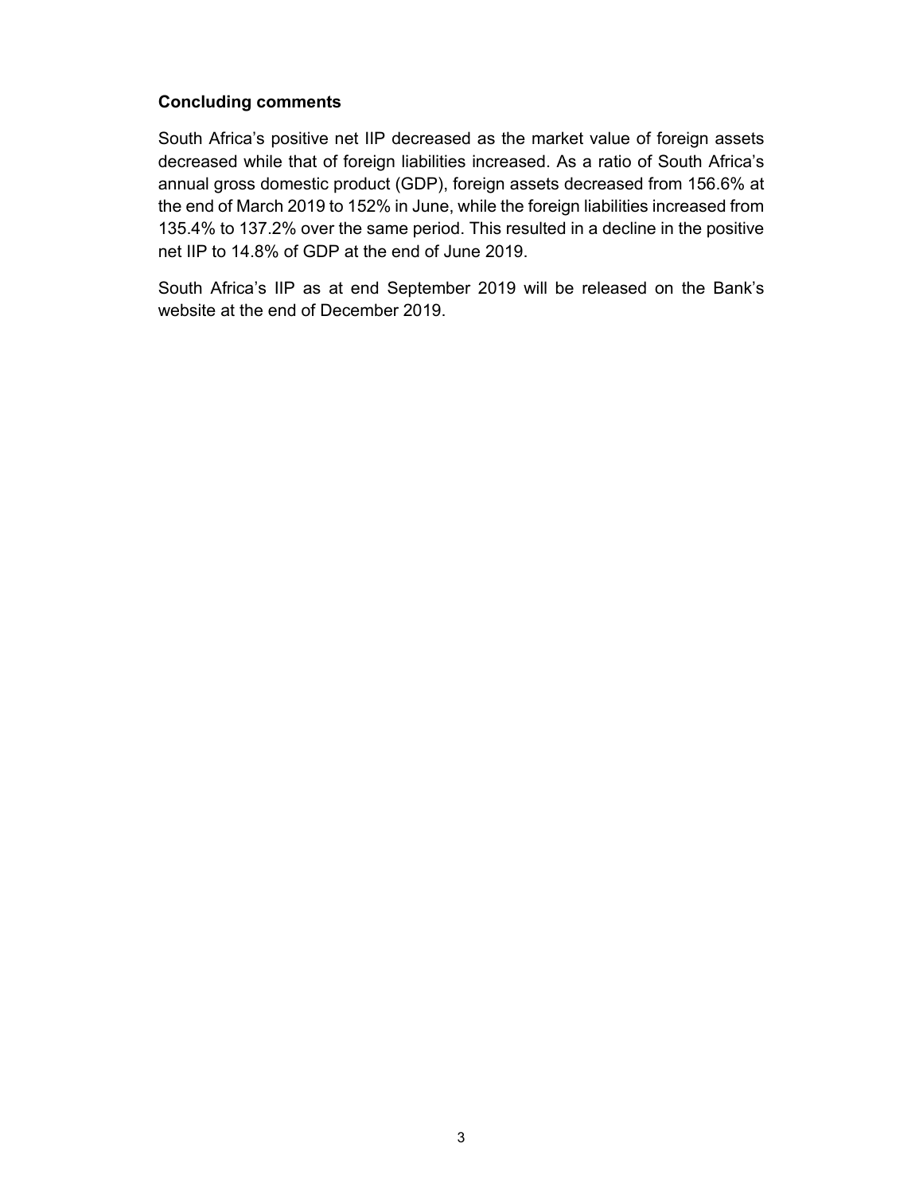### Concluding comments

South Africa's positive net IIP decreased as the market value of foreign assets decreased while that of foreign liabilities increased. As a ratio of South Africa's annual gross domestic product (GDP), foreign assets decreased from 156.6% at the end of March 2019 to 152% in June, while the foreign liabilities increased from 135.4% to 137.2% over the same period. This resulted in a decline in the positive net IIP to 14.8% of GDP at the end of June 2019.

South Africa's IIP as at end September 2019 will be released on the Bank's website at the end of December 2019.